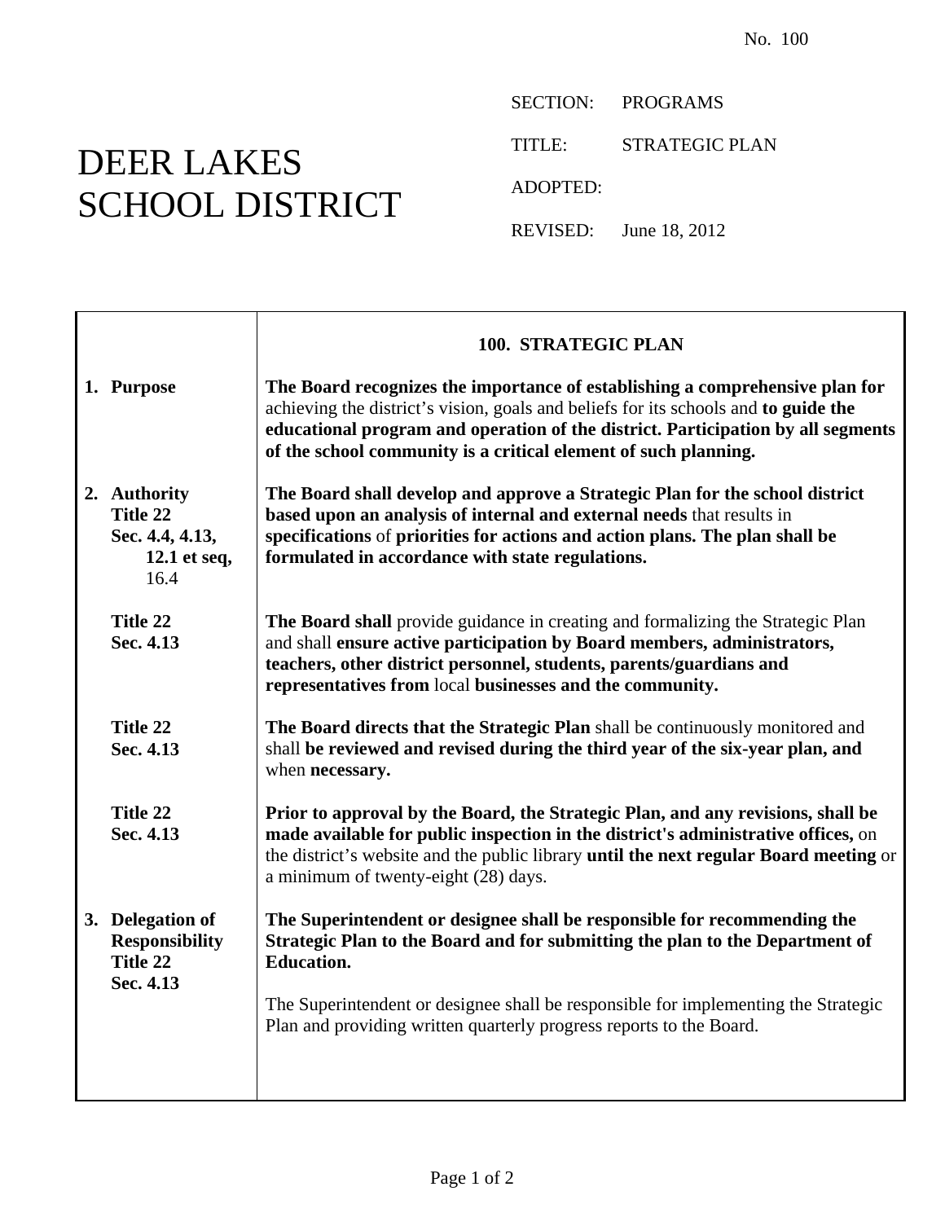No. 100

# DEER LAKES SCHOOL DISTRICT

SECTION: PROGRAMS

TITLE: STRATEGIC PLAN

ADOPTED:

REVISED: June 18, 2012

## 100. STRATEGIC PLAN

| | |
|---|---|
| **1. Purpose** | **The Board recognizes the importance of establishing a comprehensive plan for** achieving the district's vision, goals and beliefs for its schools and **to guide the educational program and operation of the district. Participation by all segments of the school community is a critical element of such planning.** |
| **2. Authority** **Title 22 Sec. 4.4, 4.13, 12.1 et seq,** 16.4 | **The Board shall develop and approve a Strategic Plan for the school district based upon an analysis of internal and external needs** that results in **specifications** of **priorities for actions and action plans. The plan shall be formulated in accordance with state regulations.** |
| **Title 22 Sec. 4.13** | **The Board shall** provide guidance in creating and formalizing the Strategic Plan and shall **ensure active participation by Board members, administrators, teachers, other district personnel, students, parents/guardians and representatives from** local **businesses and the community.** |
| **Title 22 Sec. 4.13** | **The Board directs that the Strategic Plan** shall be continuously monitored and shall **be reviewed and revised during the third year of the six-year plan, and** when **necessary.** |
| **Title 22 Sec. 4.13** | **Prior to approval by the Board, the Strategic Plan, and any revisions, shall be made available for public inspection in the district's administrative offices,** on the district's website and the public library **until the next regular Board meeting** or a minimum of twenty-eight (28) days. |
| **3. Delegation of Responsibility** **Title 22 Sec. 4.13** | **The Superintendent or designee shall be responsible for recommending the Strategic Plan to the Board and for submitting the plan to the Department of Education.** <br><br> The Superintendent or designee shall be responsible for implementing the Strategic Plan and providing written quarterly progress reports to the Board. |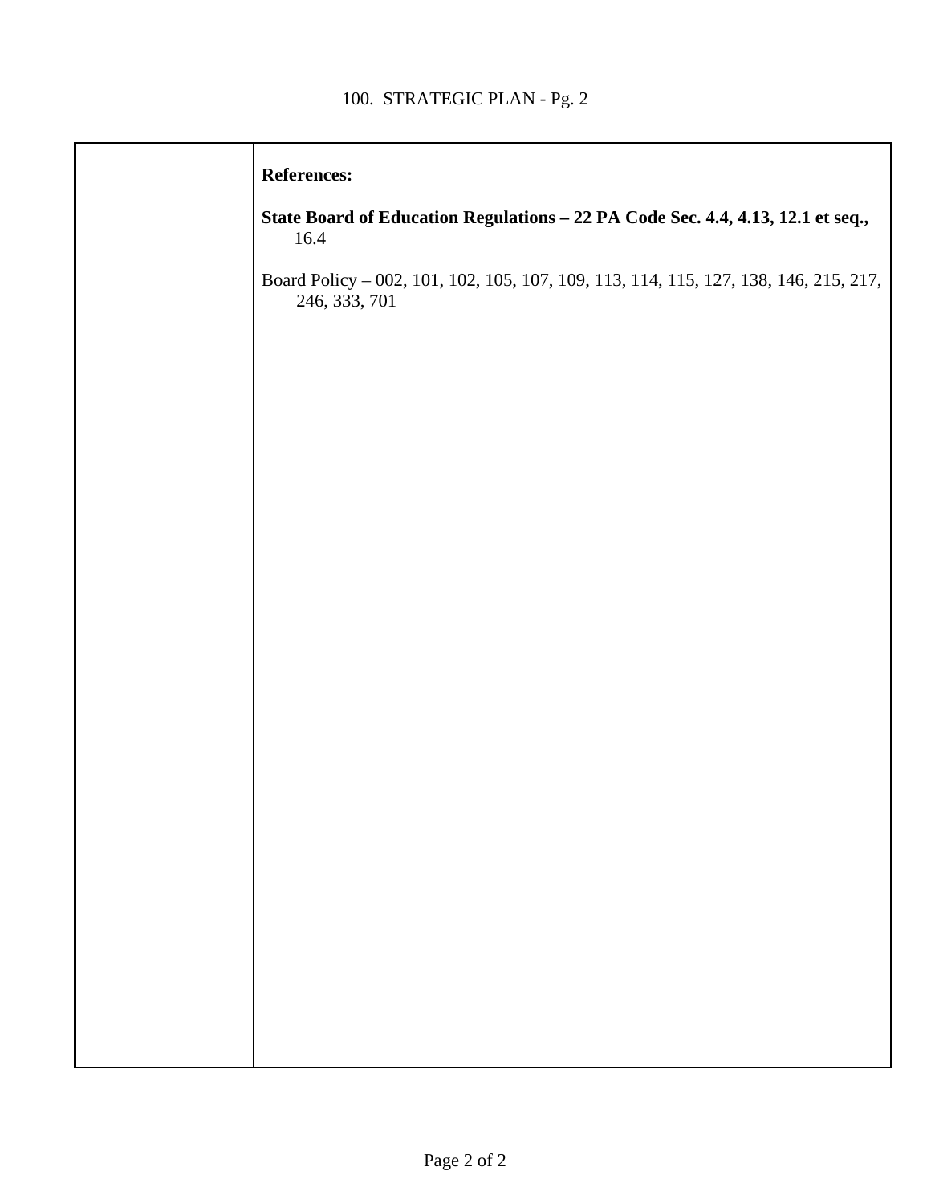**References:**

**State Board of Education Regulations – 22 PA Code Sec. 4.4, 4.13, 12.1 et seq.,** 16.4

Board Policy – 002, 101, 102, 105, 107, 109, 113, 114, 115, 127, 138, 146, 215, 217, 246, 333, 701